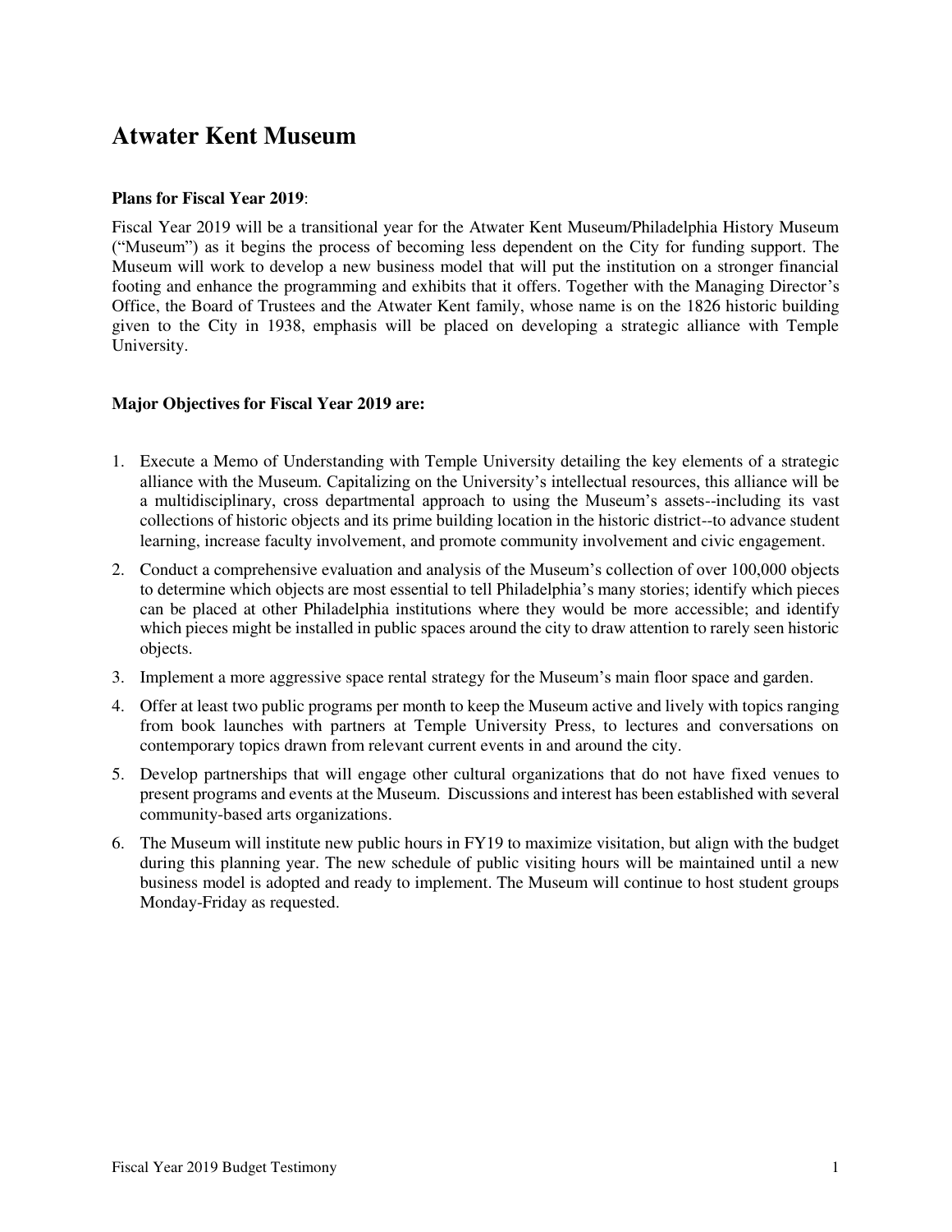# Atwater Kent Museum

**Plans for Fiscal Year 2019**:

Fiscal Year 2019 will be a transitional year for the Atwater Kent Museum/Philadelphia History Museum ("Museum") as it begins the process of becoming less dependent on the City for funding support. The Museum will work to develop a new business model that will put the institution on a stronger financial footing and enhance the programming and exhibits that it offers. Together with the Managing Director's Office, the Board of Trustees and the Atwater Kent family, whose name is on the 1826 historic building given to the City in 1938, emphasis will be placed on developing a strategic alliance with Temple University.

**Major Objectives for Fiscal Year 2019 are:**

1. Execute a Memo of Understanding with Temple University detailing the key elements of a strategic alliance with the Museum. Capitalizing on the University's intellectual resources, this alliance will be a multidisciplinary, cross departmental approach to using the Museum's assets--including its vast collections of historic objects and its prime building location in the historic district--to advance student learning, increase faculty involvement, and promote community involvement and civic engagement.
2. Conduct a comprehensive evaluation and analysis of the Museum's collection of over 100,000 objects to determine which objects are most essential to tell Philadelphia's many stories; identify which pieces can be placed at other Philadelphia institutions where they would be more accessible; and identify which pieces might be installed in public spaces around the city to draw attention to rarely seen historic objects.
3. Implement a more aggressive space rental strategy for the Museum's main floor space and garden.
4. Offer at least two public programs per month to keep the Museum active and lively with topics ranging from book launches with partners at Temple University Press, to lectures and conversations on contemporary topics drawn from relevant current events in and around the city.
5. Develop partnerships that will engage other cultural organizations that do not have fixed venues to present programs and events at the Museum. Discussions and interest has been established with several community-based arts organizations.
6. The Museum will institute new public hours in FY19 to maximize visitation, but align with the budget during this planning year. The new schedule of public visiting hours will be maintained until a new business model is adopted and ready to implement. The Museum will continue to host student groups Monday-Friday as requested.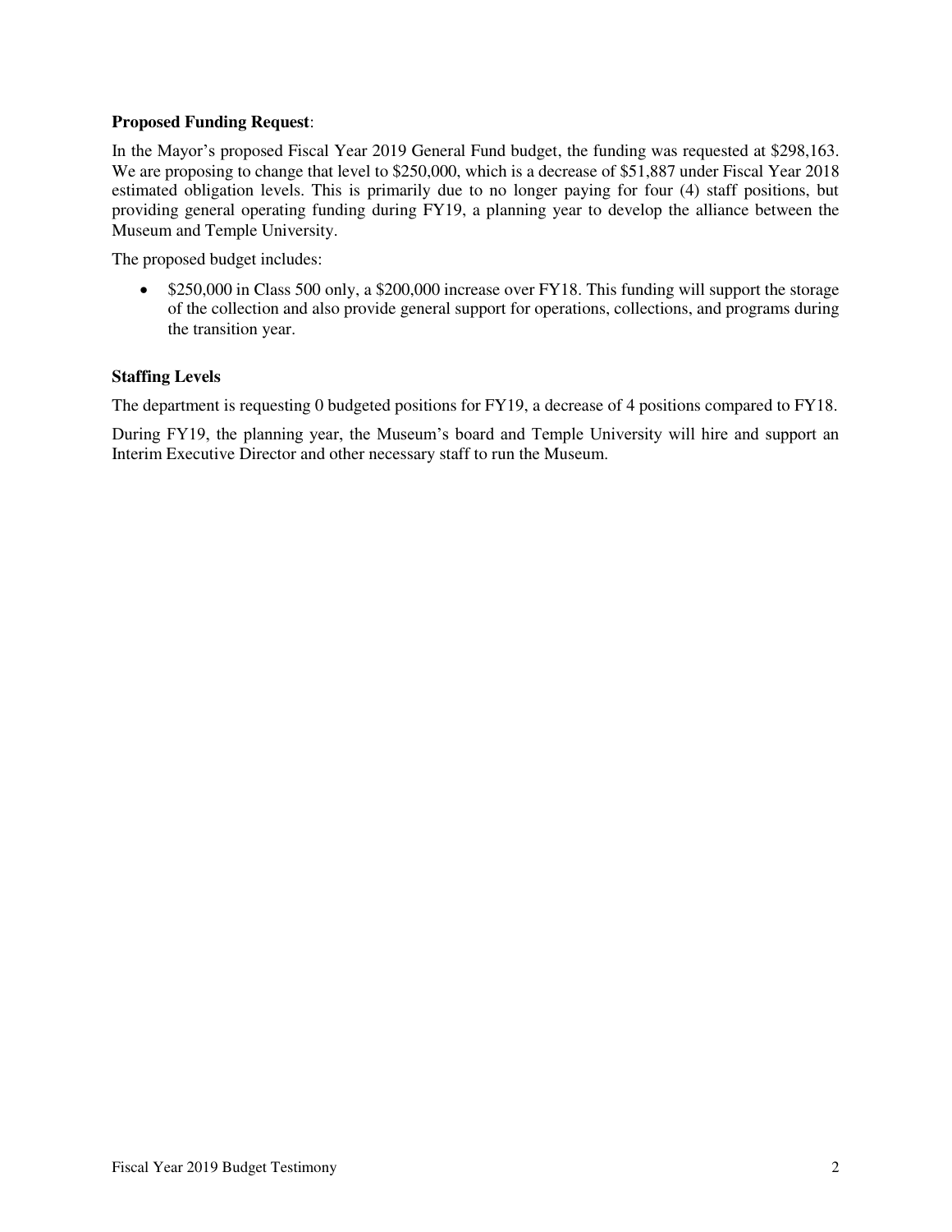**Proposed Funding Request**:

In the Mayor's proposed Fiscal Year 2019 General Fund budget, the funding was requested at $298,163. We are proposing to change that level to $250,000, which is a decrease of $51,887 under Fiscal Year 2018 estimated obligation levels. This is primarily due to no longer paying for four (4) staff positions, but providing general operating funding during FY19, a planning year to develop the alliance between the Museum and Temple University.

The proposed budget includes:

- $250,000 in Class 500 only, a $200,000 increase over FY18. This funding will support the storage of the collection and also provide general support for operations, collections, and programs during the transition year.

**Staffing Levels**

The department is requesting 0 budgeted positions for FY19, a decrease of 4 positions compared to FY18.

During FY19, the planning year, the Museum's board and Temple University will hire and support an Interim Executive Director and other necessary staff to run the Museum.